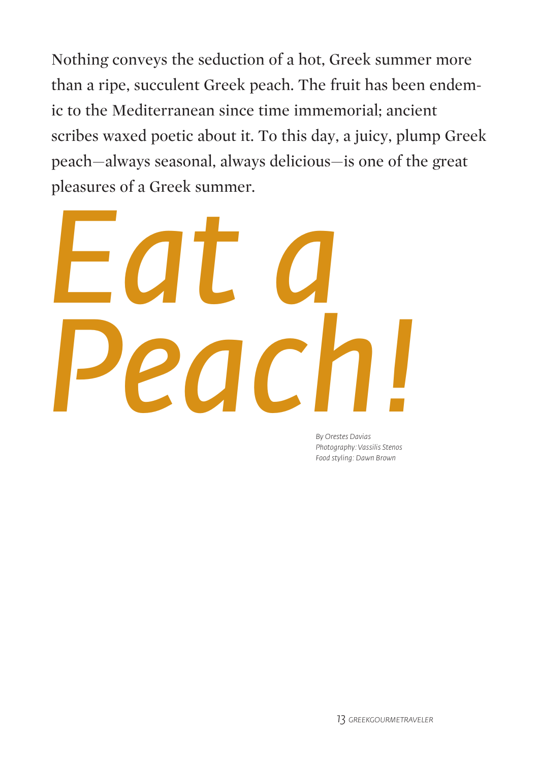Nothing conveys the seduction of a hot, Greek summer more than a ripe, succulent Greek peach. The fruit has been endemic to the Mediterranean since time immemorial; ancient scribes waxed poetic about it. To this day, a juicy, plump Greek peach—always seasonal, always delicious—is one of the great pleasures of a Greek summer.

# *Eat a Peach!*

*By Orestes Davias*
*Photography: Vassilis Stenos*
*Food styling: Dawn Brown*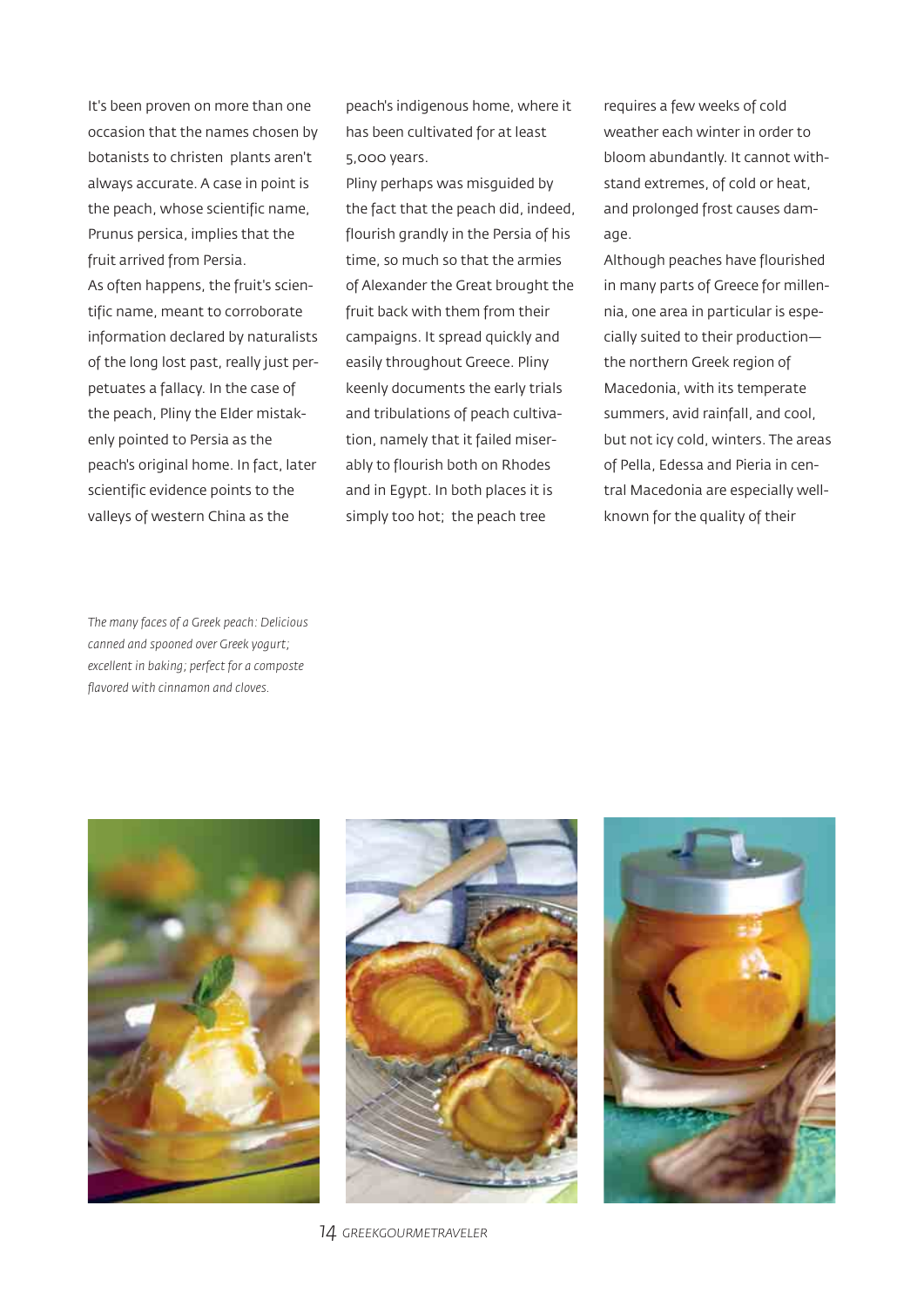It's been proven on more than one occasion that the names chosen by botanists to christen plants aren't always accurate. A case in point is the peach, whose scientific name, Prunus persica, implies that the fruit arrived from Persia.

As often happens, the fruit's scientific name, meant to corroborate information declared by naturalists of the long lost past, really just perpetuates a fallacy. In the case of the peach, Pliny the Elder mistakenly pointed to Persia as the peach's original home. In fact, later scientific evidence points to the valleys of western China as the peach's indigenous home, where it has been cultivated for at least 5,000 years.

Pliny perhaps was misguided by the fact that the peach did, indeed, flourish grandly in the Persia of his time, so much so that the armies of Alexander the Great brought the fruit back with them from their campaigns. It spread quickly and easily throughout Greece. Pliny keenly documents the early trials and tribulations of peach cultivation, namely that it failed miserably to flourish both on Rhodes and in Egypt. In both places it is simply too hot; the peach tree requires a few weeks of cold weather each winter in order to bloom abundantly. It cannot withstand extremes, of cold or heat, and prolonged frost causes damage.

Although peaches have flourished in many parts of Greece for millennia, one area in particular is especially suited to their production—the northern Greek region of Macedonia, with its temperate summers, avid rainfall, and cool, but not icy cold, winters. The areas of Pella, Edessa and Pieria in central Macedonia are especially well-known for the quality of their

*The many faces of a Greek peach: Delicious canned and spooned over Greek yogurt; excellent in baking; perfect for a composte flavored with cinnamon and cloves.*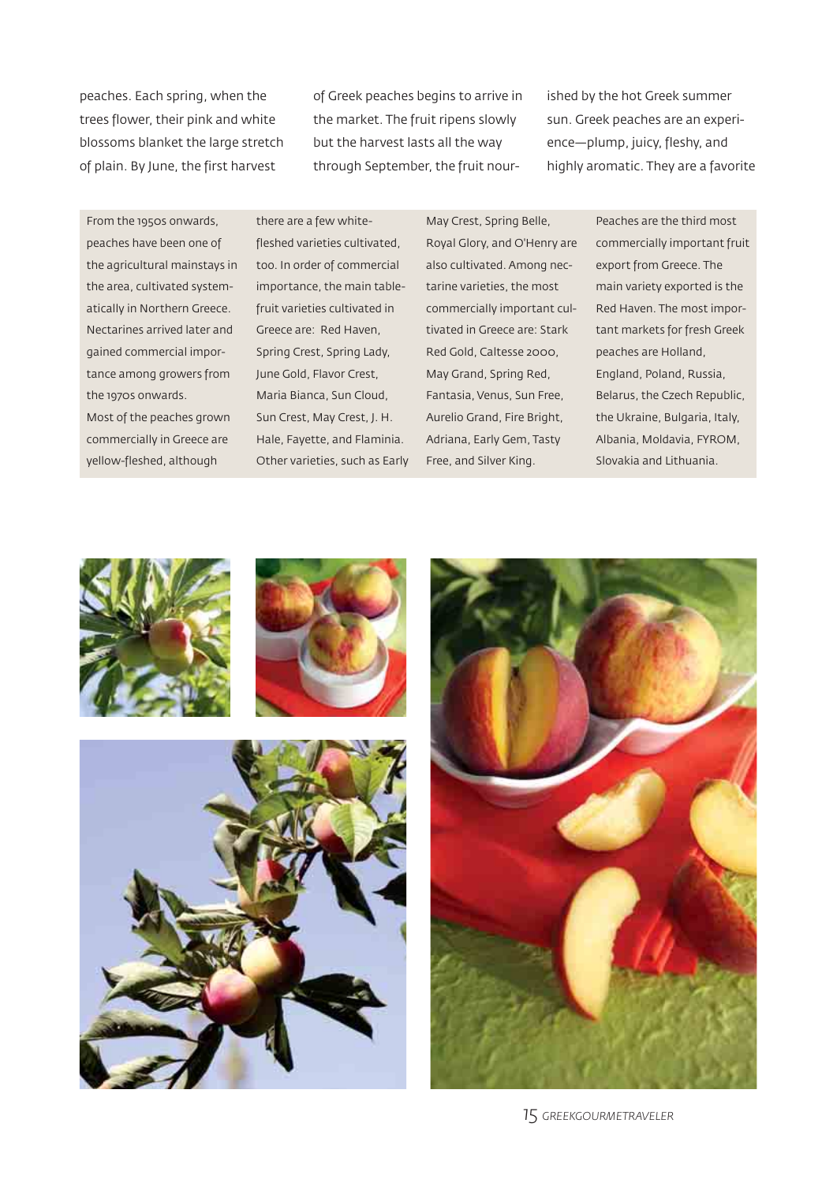peaches. Each spring, when the trees flower, their pink and white blossoms blanket the large stretch of plain. By June, the first harvest of Greek peaches begins to arrive in the market. The fruit ripens slowly but the harvest lasts all the way through September, the fruit nourished by the hot Greek summer sun. Greek peaches are an experience—plump, juicy, fleshy, and highly aromatic. They are a favorite

From the 1950s onwards, peaches have been one of the agricultural mainstays in the area, cultivated systematically in Northern Greece. Nectarines arrived later and gained commercial importance among growers from the 1970s onwards.
Most of the peaches grown commercially in Greece are yellow-fleshed, although there are a few white-fleshed varieties cultivated, too. In order of commercial importance, the main table-fruit varieties cultivated in Greece are: Red Haven, Spring Crest, Spring Lady, June Gold, Flavor Crest, Maria Bianca, Sun Cloud, Sun Crest, May Crest, J. H. Hale, Fayette, and Flaminia. Other varieties, such as Early May Crest, Spring Belle, Royal Glory, and O'Henry are also cultivated. Among nectarine varieties, the most commercially important cultivated in Greece are: Stark Red Gold, Caltesse 2000, May Grand, Spring Red, Fantasia, Venus, Sun Free, Aurelio Grand, Fire Bright, Adriana, Early Gem, Tasty Free, and Silver King.
Peaches are the third most commercially important fruit export from Greece. The main variety exported is the Red Haven. The most important markets for fresh Greek peaches are Holland, England, Poland, Russia, Belarus, the Czech Republic, the Ukraine, Bulgaria, Italy, Albania, Moldavia, FYROM, Slovakia and Lithuania.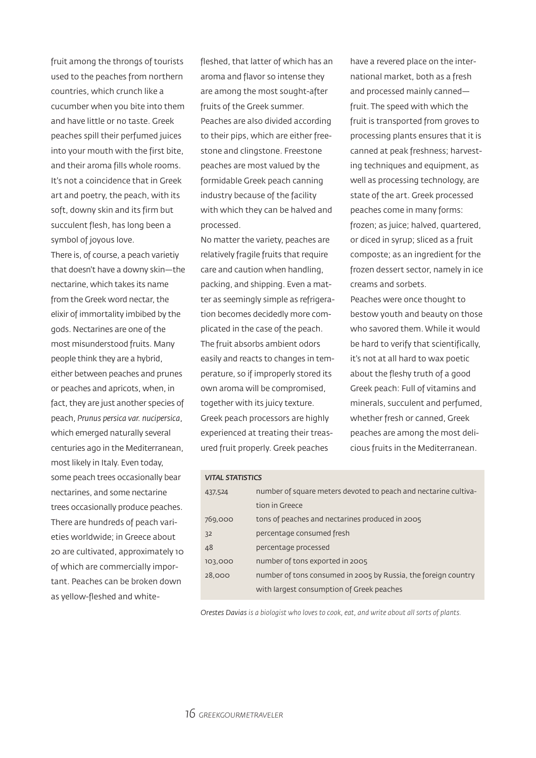fruit among the throngs of tourists used to the peaches from northern countries, which crunch like a cucumber when you bite into them and have little or no taste. Greek peaches spill their perfumed juices into your mouth with the first bite, and their aroma fills whole rooms. It's not a coincidence that in Greek art and poetry, the peach, with its soft, downy skin and its firm but succulent flesh, has long been a symbol of joyous love.

There is, of course, a peach varietiy that doesn't have a downy skin—the nectarine, which takes its name from the Greek word nectar, the elixir of immortality imbibed by the gods. Nectarines are one of the most misunderstood fruits. Many people think they are a hybrid, either between peaches and prunes or peaches and apricots, when, in fact, they are just another species of peach, *Prunus persica var. nucipersica*, which emerged naturally several centuries ago in the Mediterranean, most likely in Italy. Even today, some peach trees occasionally bear nectarines, and some nectarine trees occasionally produce peaches. There are hundreds of peach varieties worldwide; in Greece about 20 are cultivated, approximately 10 of which are commercially important. Peaches can be broken down as yellow-fleshed and white-fleshed, that latter of which has an aroma and flavor so intense they are among the most sought-after fruits of the Greek summer. Peaches are also divided according to their pips, which are either freestone and clingstone. Freestone peaches are most valued by the formidable Greek peach canning industry because of the facility with which they can be halved and processed.

No matter the variety, peaches are relatively fragile fruits that require care and caution when handling, packing, and shipping. Even a matter as seemingly simple as refrigeration becomes decidedly more complicated in the case of the peach. The fruit absorbs ambient odors easily and reacts to changes in temperature, so if improperly stored its own aroma will be compromised, together with its juicy texture. Greek peach processors are highly experienced at treating their treasured fruit properly. Greek peaches have a revered place on the international market, both as a fresh and processed mainly canned—fruit. The speed with which the fruit is transported from groves to processing plants ensures that it is canned at peak freshness; harvesting techniques and equipment, as well as processing technology, are state of the art. Greek processed peaches come in many forms: frozen; as juice; halved, quartered, or diced in syrup; sliced as a fruit composte; as an ingredient for the frozen dessert sector, namely in ice creams and sorbets.

Peaches were once thought to bestow youth and beauty on those who savored them. While it would be hard to verify that scientifically, it's not at all hard to wax poetic about the fleshy truth of a good Greek peach: Full of vitamins and minerals, succulent and perfumed, whether fresh or canned, Greek peaches are among the most delicious fruits in the Mediterranean.

*VITAL STATISTICS*

| | |
|---|---|
| 437,524 | number of square meters devoted to peach and nectarine cultivation in Greece |
| 769,000 | tons of peaches and nectarines produced in 2005 |
| 32 | percentage consumed fresh |
| 48 | percentage processed |
| 103,000 | number of tons exported in 2005 |
| 28,000 | number of tons consumed in 2005 by Russia, the foreign country with largest consumption of Greek peaches |

*Orestes Davias is a biologist who loves to cook, eat, and write about all sorts of plants.*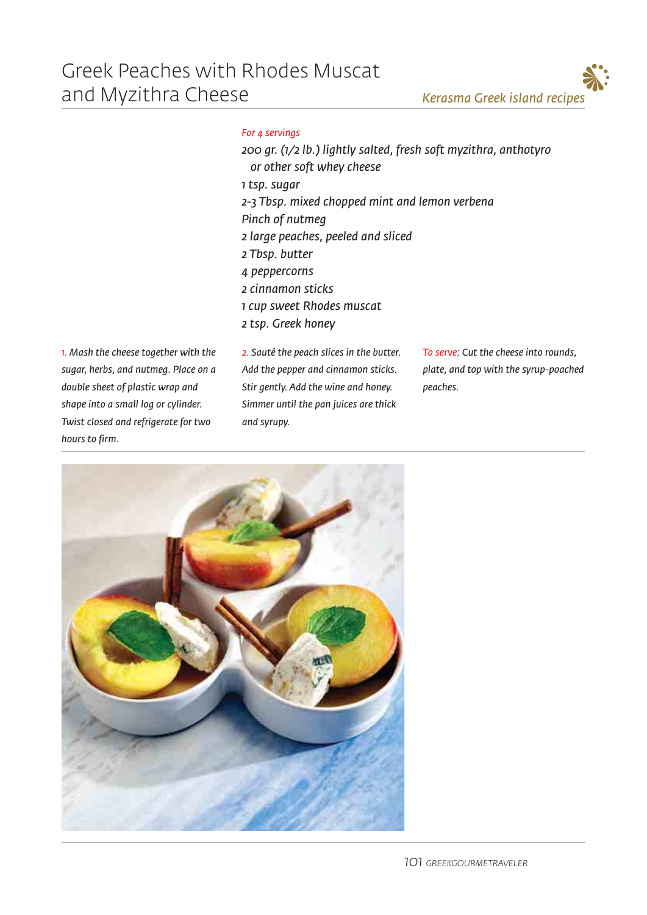# Greek Peaches with Rhodes Muscat and Myzithra Cheese

*Kerasma Greek island recipes*

*For 4 servings*

*200 gr. (1/2 lb.) lightly salted, fresh soft myzithra, anthotyro or other soft whey cheese*
*1 tsp. sugar*
*2-3 Tbsp. mixed chopped mint and lemon verbena*
*Pinch of nutmeg*
*2 large peaches, peeled and sliced*
*2 Tbsp. butter*
*4 peppercorns*
*2 cinnamon sticks*
*1 cup sweet Rhodes muscat*
*2 tsp. Greek honey*

*1. Mash the cheese together with the sugar, herbs, and nutmeg. Place on a double sheet of plastic wrap and shape into a small log or cylinder. Twist closed and refrigerate for two hours to firm.*

*2. Sauté the peach slices in the butter. Add the pepper and cinnamon sticks. Stir gently. Add the wine and honey. Simmer until the pan juices are thick and syrupy.*

*To serve: Cut the cheese into rounds, plate, and top with the syrup-poached peaches.*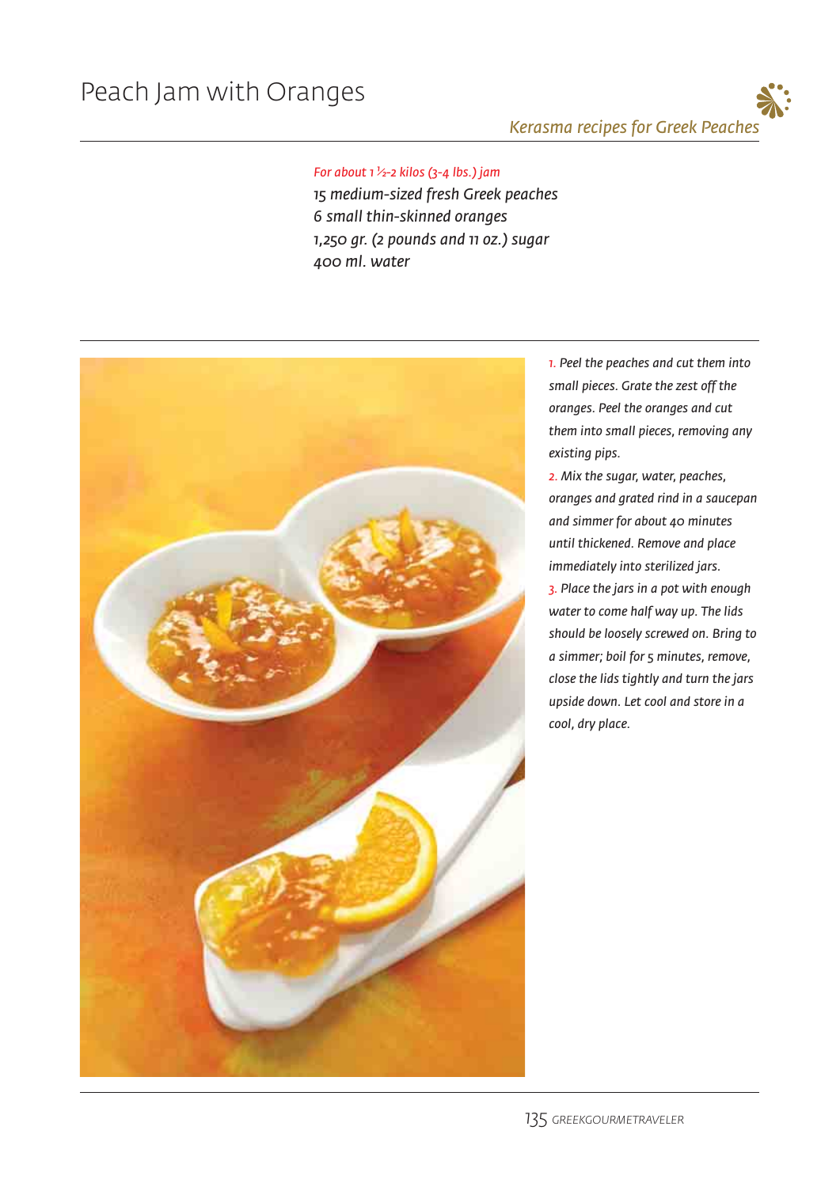# Peach Jam with Oranges

*Kerasma recipes for Greek Peaches*

*For about 1 ½-2 kilos (3-4 lbs.) jam*

*15 medium-sized fresh Greek peaches*
*6 small thin-skinned oranges*
*1,250 gr. (2 pounds and 11 oz.) sugar*
*400 ml. water*

*1. Peel the peaches and cut them into small pieces. Grate the zest off the oranges. Peel the oranges and cut them into small pieces, removing any existing pips.*

*2. Mix the sugar, water, peaches, oranges and grated rind in a saucepan and simmer for about 40 minutes until thickened. Remove and place immediately into sterilized jars.*

*3. Place the jars in a pot with enough water to come half way up. The lids should be loosely screwed on. Bring to a simmer; boil for 5 minutes, remove, close the lids tightly and turn the jars upside down. Let cool and store in a cool, dry place.*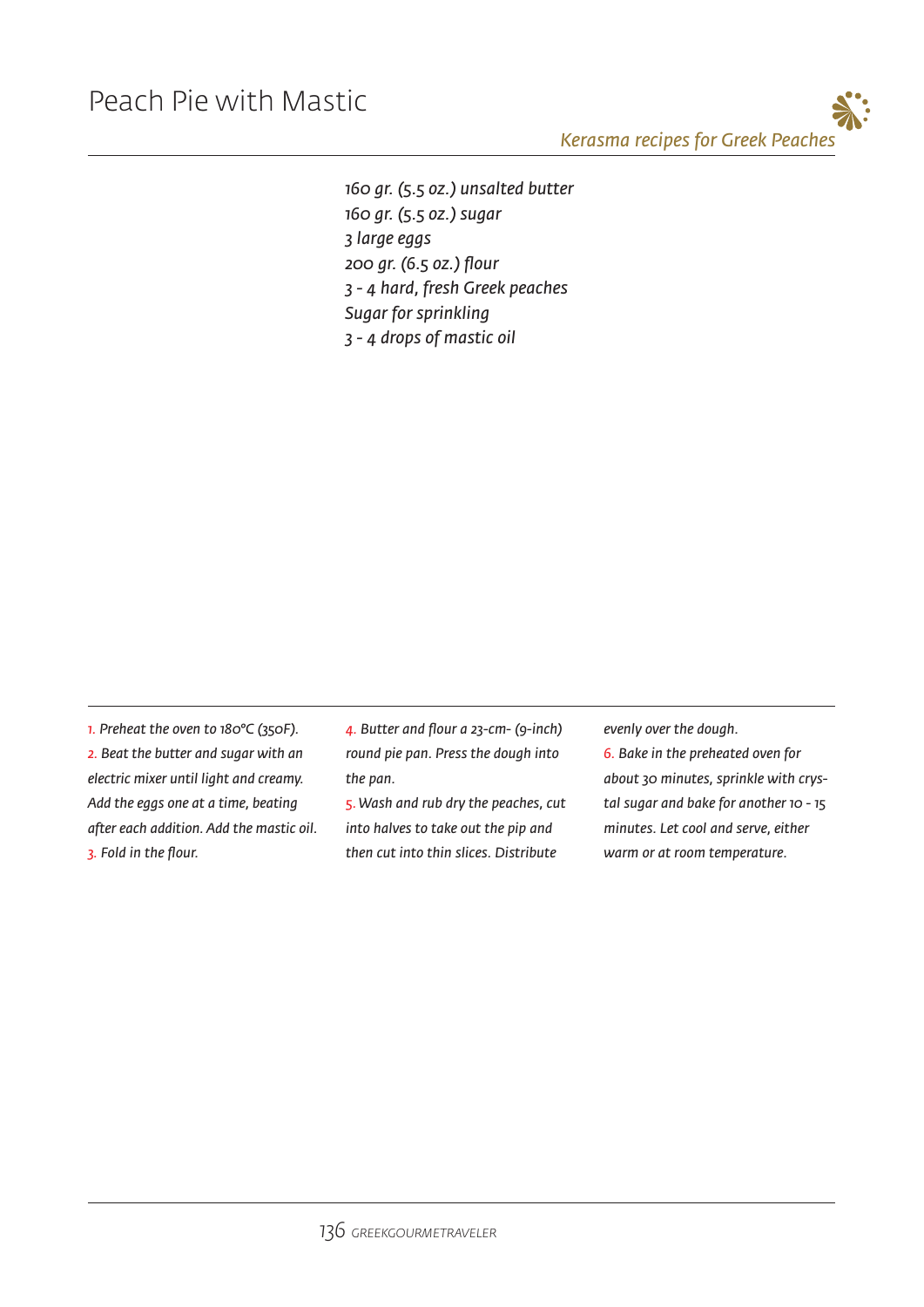# Peach Pie with Mastic

*Kerasma recipes for Greek Peaches*

*160 gr. (5.5 oz.) unsalted butter*
*160 gr. (5.5 oz.) sugar*
*3 large eggs*
*200 gr. (6.5 oz.) flour*
*3 - 4 hard, fresh Greek peaches*
*Sugar for sprinkling*
*3 - 4 drops of mastic oil*

1. *Preheat the oven to 180°C (350F).*
2. *Beat the butter and sugar with an electric mixer until light and creamy. Add the eggs one at a time, beating after each addition. Add the mastic oil.*
3. *Fold in the flour.*
4. *Butter and flour a 23-cm- (9-inch) round pie pan. Press the dough into the pan.*
5. *Wash and rub dry the peaches, cut into halves to take out the pip and then cut into thin slices. Distribute evenly over the dough.*
6. *Bake in the preheated oven for about 30 minutes, sprinkle with crystal sugar and bake for another 10 - 15 minutes. Let cool and serve, either warm or at room temperature.*